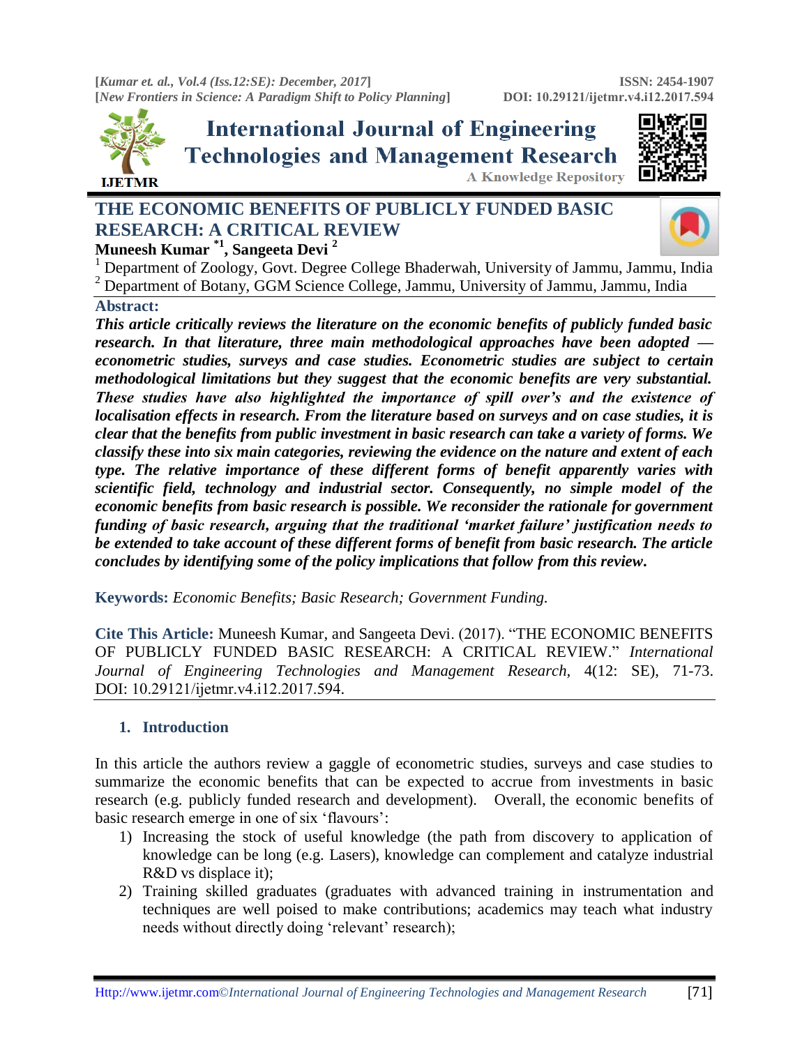# THE ECONOMIC BENEFITS OF PUBLICLY FUNDED BASIC RESEARCH: A CRITICAL REVIEW

**Muneesh Kumar [*1], Sangeeta Devi [2]**

[1] Department of Zoology, Govt. Degree College Bhaderwah, University of Jammu, Jammu, India
[2] Department of Botany, GGM Science College, Jammu, University of Jammu, Jammu, India

## Abstract:

***This article critically reviews the literature on the economic benefits of publicly funded basic research. In that literature, three main methodological approaches have been adopted — econometric studies, surveys and case studies. Econometric studies are subject to certain methodological limitations but they suggest that the economic benefits are very substantial. These studies have also highlighted the importance of spill over's and the existence of localisation effects in research. From the literature based on surveys and on case studies, it is clear that the benefits from public investment in basic research can take a variety of forms. We classify these into six main categories, reviewing the evidence on the nature and extent of each type. The relative importance of these different forms of benefit apparently varies with scientific field, technology and industrial sector. Consequently, no simple model of the economic benefits from basic research is possible. We reconsider the rationale for government funding of basic research, arguing that the traditional 'market failure' justification needs to be extended to take account of these different forms of benefit from basic research. The article concludes by identifying some of the policy implications that follow from this review.***

**Keywords:** *Economic Benefits; Basic Research; Government Funding.*

**Cite This Article:** Muneesh Kumar, and Sangeeta Devi. (2017). "THE ECONOMIC BENEFITS OF PUBLICLY FUNDED BASIC RESEARCH: A CRITICAL REVIEW." *International Journal of Engineering Technologies and Management Research,* 4(12: SE), 71-73. DOI: 10.29121/ijetmr.v4.i12.2017.594.

## 1. Introduction

In this article the authors review a gaggle of econometric studies, surveys and case studies to summarize the economic benefits that can be expected to accrue from investments in basic research (e.g. publicly funded research and development). Overall, the economic benefits of basic research emerge in one of six 'flavours':

1) Increasing the stock of useful knowledge (the path from discovery to application of knowledge can be long (e.g. Lasers), knowledge can complement and catalyze industrial R&D vs displace it);
2) Training skilled graduates (graduates with advanced training in instrumentation and techniques are well poised to make contributions; academics may teach what industry needs without directly doing 'relevant' research);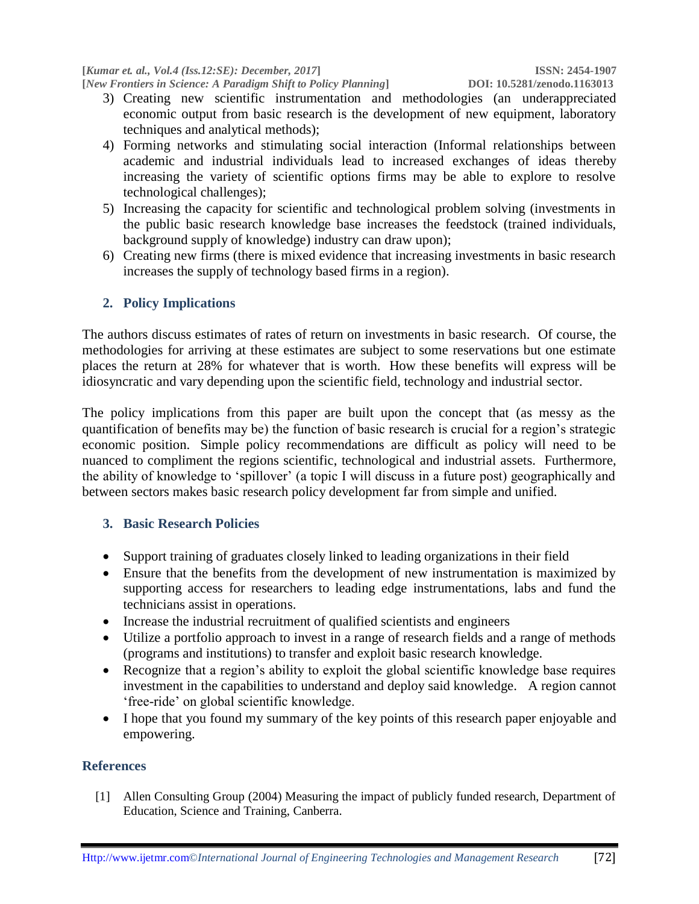3) Creating new scientific instrumentation and methodologies (an underappreciated economic output from basic research is the development of new equipment, laboratory techniques and analytical methods);
4) Forming networks and stimulating social interaction (Informal relationships between academic and industrial individuals lead to increased exchanges of ideas thereby increasing the variety of scientific options firms may be able to explore to resolve technological challenges);
5) Increasing the capacity for scientific and technological problem solving (investments in the public basic research knowledge base increases the feedstock (trained individuals, background supply of knowledge) industry can draw upon);
6) Creating new firms (there is mixed evidence that increasing investments in basic research increases the supply of technology based firms in a region).

## 2. Policy Implications

The authors discuss estimates of rates of return on investments in basic research. Of course, the methodologies for arriving at these estimates are subject to some reservations but one estimate places the return at 28% for whatever that is worth. How these benefits will express will be idiosyncratic and vary depending upon the scientific field, technology and industrial sector.

The policy implications from this paper are built upon the concept that (as messy as the quantification of benefits may be) the function of basic research is crucial for a region's strategic economic position. Simple policy recommendations are difficult as policy will need to be nuanced to compliment the regions scientific, technological and industrial assets. Furthermore, the ability of knowledge to 'spillover' (a topic I will discuss in a future post) geographically and between sectors makes basic research policy development far from simple and unified.

## 3. Basic Research Policies

- Support training of graduates closely linked to leading organizations in their field
- Ensure that the benefits from the development of new instrumentation is maximized by supporting access for researchers to leading edge instrumentations, labs and fund the technicians assist in operations.
- Increase the industrial recruitment of qualified scientists and engineers
- Utilize a portfolio approach to invest in a range of research fields and a range of methods (programs and institutions) to transfer and exploit basic research knowledge.
- Recognize that a region's ability to exploit the global scientific knowledge base requires investment in the capabilities to understand and deploy said knowledge. A region cannot 'free-ride' on global scientific knowledge.
- I hope that you found my summary of the key points of this research paper enjoyable and empowering.

## References

[1] Allen Consulting Group (2004) Measuring the impact of publicly funded research, Department of Education, Science and Training, Canberra.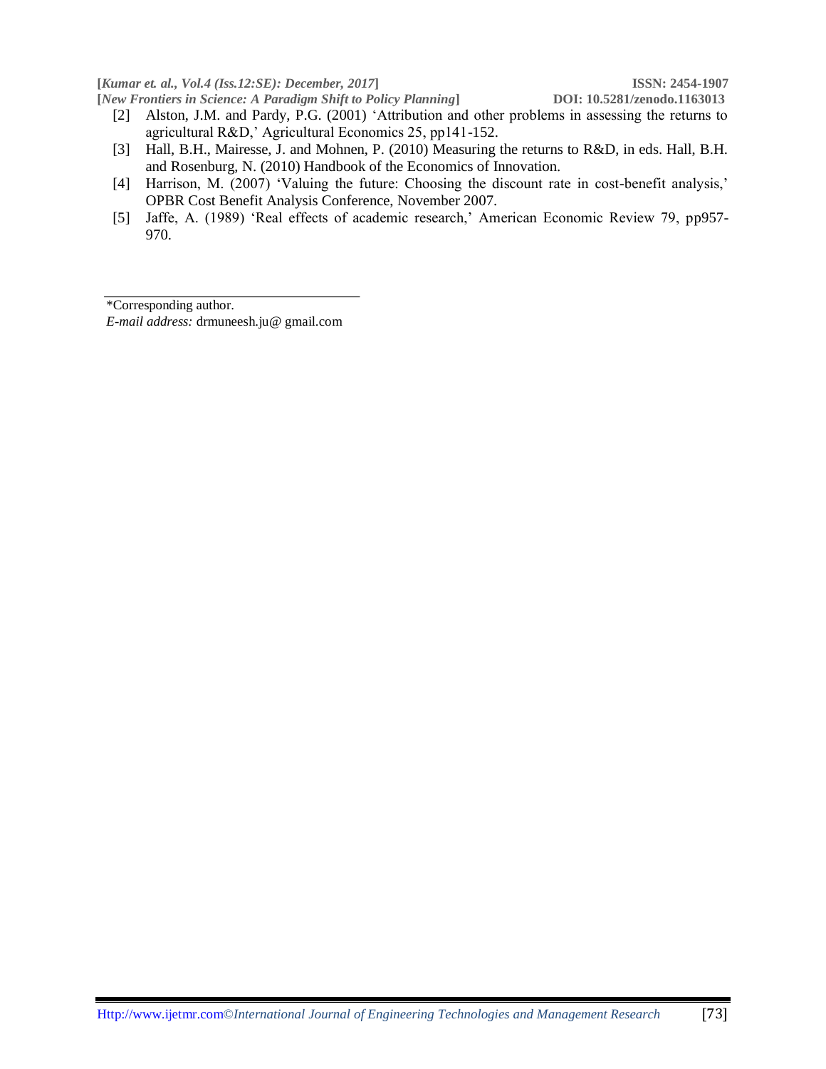[2] Alston, J.M. and Pardy, P.G. (2001) 'Attribution and other problems in assessing the returns to agricultural R&D,' Agricultural Economics 25, pp141-152.

[3] Hall, B.H., Mairesse, J. and Mohnen, P. (2010) Measuring the returns to R&D, in eds. Hall, B.H. and Rosenburg, N. (2010) Handbook of the Economics of Innovation.

[4] Harrison, M. (2007) 'Valuing the future: Choosing the discount rate in cost-benefit analysis,' OPBR Cost Benefit Analysis Conference, November 2007.

[5] Jaffe, A. (1989) 'Real effects of academic research,' American Economic Review 79, pp957-970.

---

*Corresponding author.

*E-mail address:* drmuneesh.ju@ gmail.com